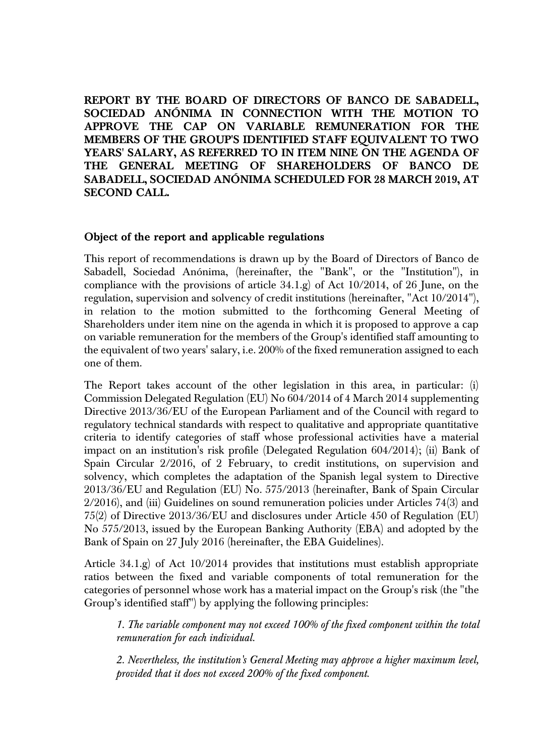**REPORT BY THE BOARD OF DIRECTORS OF BANCO DE SABADELL, SOCIEDAD ANÓNIMA IN CONNECTION WITH THE MOTION TO APPROVE THE CAP ON VARIABLE REMUNERATION FOR THE MEMBERS OF THE GROUP'S IDENTIFIED STAFF EQUIVALENT TO TWO YEARS' SALARY, AS REFERRED TO IN ITEM NINE ON THE AGENDA OF THE GENERAL MEETING OF SHAREHOLDERS OF BANCO DE SABADELL, SOCIEDAD ANÓNIMA SCHEDULED FOR 28 MARCH 2019, AT SECOND CALL.**

## Object of the report and applicable regulations

This report of recommendations is drawn up by the Board of Directors of Banco de Sabadell, Sociedad Anónima, (hereinafter, the "Bank", or the "Institution"), in compliance with the provisions of article 34.1.g) of Act 10/2014, of 26 June, on the regulation, supervision and solvency of credit institutions (hereinafter, "Act 10/2014"), in relation to the motion submitted to the forthcoming General Meeting of Shareholders under item nine on the agenda in which it is proposed to approve a cap on variable remuneration for the members of the Group's identified staff amounting to the equivalent of two years' salary, i.e. 200% of the fixed remuneration assigned to each one of them.

The Report takes account of the other legislation in this area, in particular: (i) Commission Delegated Regulation (EU) No 604/2014 of 4 March 2014 supplementing Directive 2013/36/EU of the European Parliament and of the Council with regard to regulatory technical standards with respect to qualitative and appropriate quantitative criteria to identify categories of staff whose professional activities have a material impact on an institution's risk profile (Delegated Regulation 604/2014); (ii) Bank of Spain Circular 2/2016, of 2 February, to credit institutions, on supervision and solvency, which completes the adaptation of the Spanish legal system to Directive 2013/36/EU and Regulation (EU) No. 575/2013 (hereinafter, Bank of Spain Circular 2/2016), and (iii) Guidelines on sound remuneration policies under Articles 74(3) and 75(2) of Directive 2013/36/EU and disclosures under Article 450 of Regulation (EU) No 575/2013, issued by the European Banking Authority (EBA) and adopted by the Bank of Spain on 27 July 2016 (hereinafter, the EBA Guidelines).

Article 34.1.g) of Act 10/2014 provides that institutions must establish appropriate ratios between the fixed and variable components of total remuneration for the categories of personnel whose work has a material impact on the Group's risk (the "the Group's identified staff") by applying the following principles:

> *1. The variable component may not exceed 100% of the fixed component within the total remuneration for each individual.*
>
> *2. Nevertheless, the institution's General Meeting may approve a higher maximum level, provided that it does not exceed 200% of the fixed component.*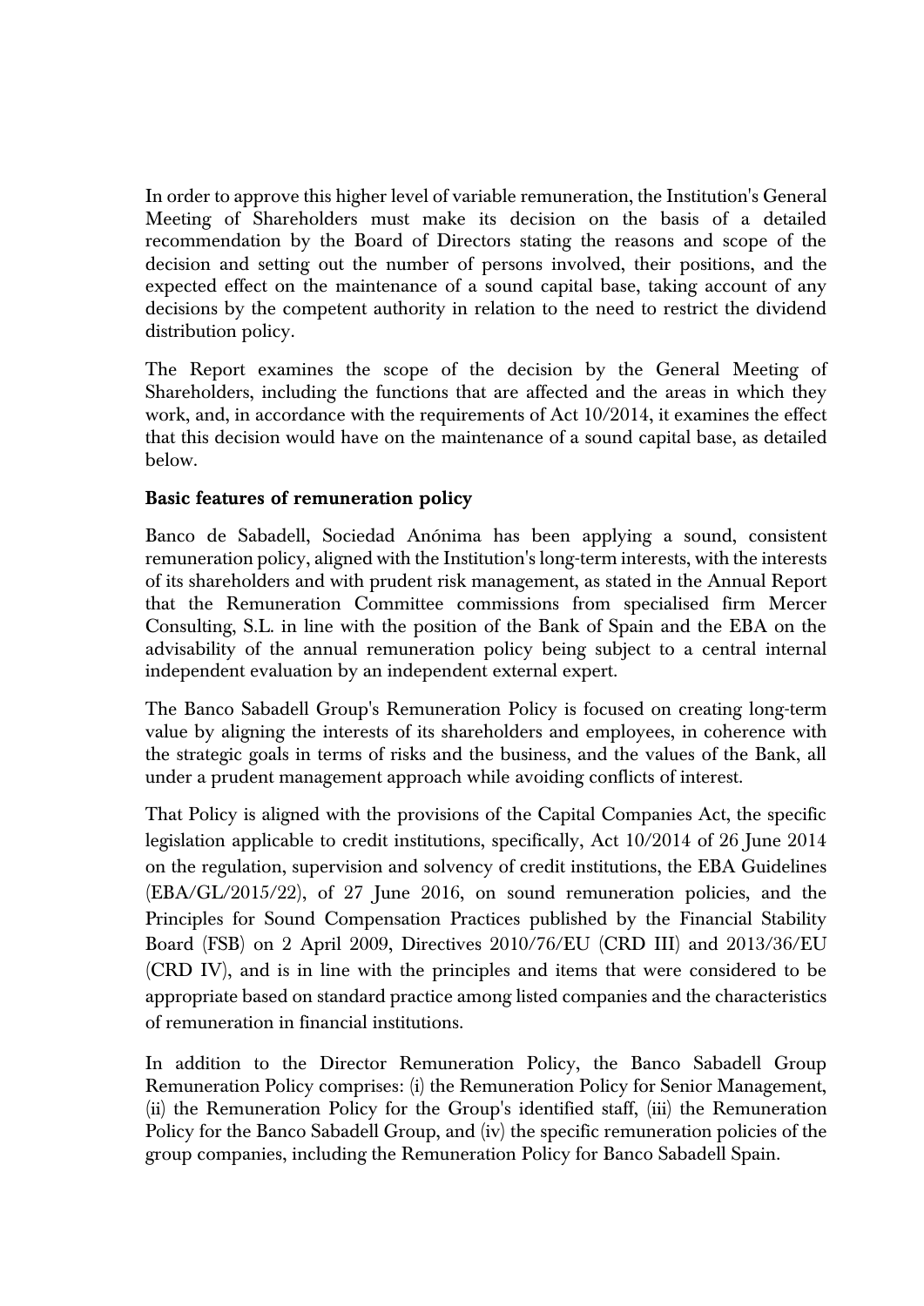In order to approve this higher level of variable remuneration, the Institution's General Meeting of Shareholders must make its decision on the basis of a detailed recommendation by the Board of Directors stating the reasons and scope of the decision and setting out the number of persons involved, their positions, and the expected effect on the maintenance of a sound capital base, taking account of any decisions by the competent authority in relation to the need to restrict the dividend distribution policy.

The Report examines the scope of the decision by the General Meeting of Shareholders, including the functions that are affected and the areas in which they work, and, in accordance with the requirements of Act 10/2014, it examines the effect that this decision would have on the maintenance of a sound capital base, as detailed below.

**Basic features of remuneration policy**

Banco de Sabadell, Sociedad Anónima has been applying a sound, consistent remuneration policy, aligned with the Institution's long-term interests, with the interests of its shareholders and with prudent risk management, as stated in the Annual Report that the Remuneration Committee commissions from specialised firm Mercer Consulting, S.L. in line with the position of the Bank of Spain and the EBA on the advisability of the annual remuneration policy being subject to a central internal independent evaluation by an independent external expert.

The Banco Sabadell Group's Remuneration Policy is focused on creating long-term value by aligning the interests of its shareholders and employees, in coherence with the strategic goals in terms of risks and the business, and the values of the Bank, all under a prudent management approach while avoiding conflicts of interest.

That Policy is aligned with the provisions of the Capital Companies Act, the specific legislation applicable to credit institutions, specifically, Act 10/2014 of 26 June 2014 on the regulation, supervision and solvency of credit institutions, the EBA Guidelines (EBA/GL/2015/22), of 27 June 2016, on sound remuneration policies, and the Principles for Sound Compensation Practices published by the Financial Stability Board (FSB) on 2 April 2009, Directives 2010/76/EU (CRD III) and 2013/36/EU (CRD IV), and is in line with the principles and items that were considered to be appropriate based on standard practice among listed companies and the characteristics of remuneration in financial institutions.

In addition to the Director Remuneration Policy, the Banco Sabadell Group Remuneration Policy comprises: (i) the Remuneration Policy for Senior Management, (ii) the Remuneration Policy for the Group's identified staff, (iii) the Remuneration Policy for the Banco Sabadell Group, and (iv) the specific remuneration policies of the group companies, including the Remuneration Policy for Banco Sabadell Spain.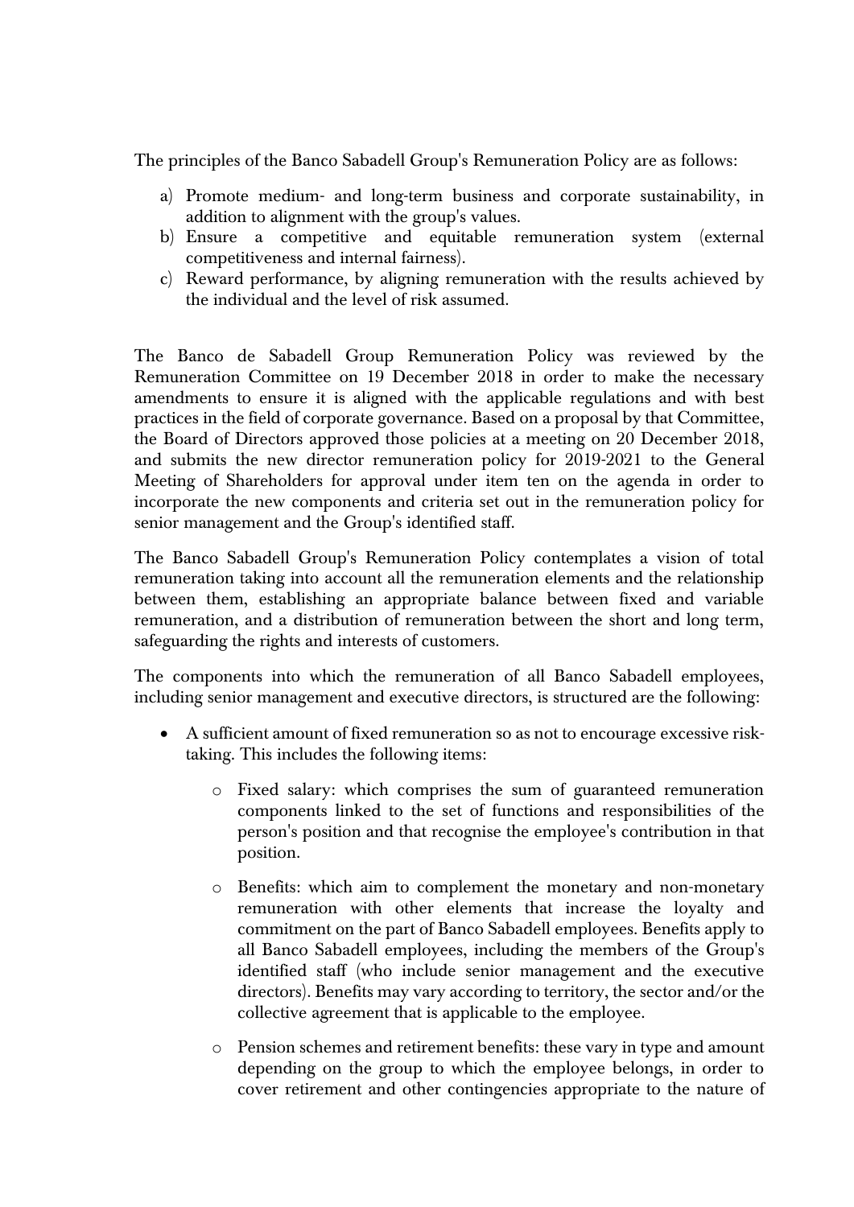The principles of the Banco Sabadell Group's Remuneration Policy are as follows:

a) Promote medium- and long-term business and corporate sustainability, in addition to alignment with the group's values.
b) Ensure a competitive and equitable remuneration system (external competitiveness and internal fairness).
c) Reward performance, by aligning remuneration with the results achieved by the individual and the level of risk assumed.

The Banco de Sabadell Group Remuneration Policy was reviewed by the Remuneration Committee on 19 December 2018 in order to make the necessary amendments to ensure it is aligned with the applicable regulations and with best practices in the field of corporate governance. Based on a proposal by that Committee, the Board of Directors approved those policies at a meeting on 20 December 2018, and submits the new director remuneration policy for 2019-2021 to the General Meeting of Shareholders for approval under item ten on the agenda in order to incorporate the new components and criteria set out in the remuneration policy for senior management and the Group's identified staff.

The Banco Sabadell Group's Remuneration Policy contemplates a vision of total remuneration taking into account all the remuneration elements and the relationship between them, establishing an appropriate balance between fixed and variable remuneration, and a distribution of remuneration between the short and long term, safeguarding the rights and interests of customers.

The components into which the remuneration of all Banco Sabadell employees, including senior management and executive directors, is structured are the following:

- A sufficient amount of fixed remuneration so as not to encourage excessive risk-taking. This includes the following items:
    - Fixed salary: which comprises the sum of guaranteed remuneration components linked to the set of functions and responsibilities of the person's position and that recognise the employee's contribution in that position.
    - Benefits: which aim to complement the monetary and non-monetary remuneration with other elements that increase the loyalty and commitment on the part of Banco Sabadell employees. Benefits apply to all Banco Sabadell employees, including the members of the Group's identified staff (who include senior management and the executive directors). Benefits may vary according to territory, the sector and/or the collective agreement that is applicable to the employee.
    - Pension schemes and retirement benefits: these vary in type and amount depending on the group to which the employee belongs, in order to cover retirement and other contingencies appropriate to the nature of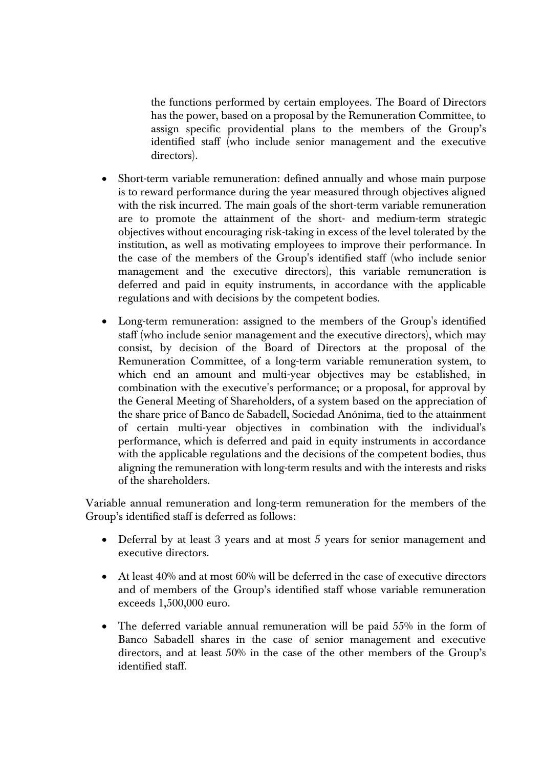the functions performed by certain employees. The Board of Directors has the power, based on a proposal by the Remuneration Committee, to assign specific providential plans to the members of the Group's identified staff (who include senior management and the executive directors).

- Short-term variable remuneration: defined annually and whose main purpose is to reward performance during the year measured through objectives aligned with the risk incurred. The main goals of the short-term variable remuneration are to promote the attainment of the short- and medium-term strategic objectives without encouraging risk-taking in excess of the level tolerated by the institution, as well as motivating employees to improve their performance. In the case of the members of the Group's identified staff (who include senior management and the executive directors), this variable remuneration is deferred and paid in equity instruments, in accordance with the applicable regulations and with decisions by the competent bodies.

- Long-term remuneration: assigned to the members of the Group's identified staff (who include senior management and the executive directors), which may consist, by decision of the Board of Directors at the proposal of the Remuneration Committee, of a long-term variable remuneration system, to which end an amount and multi-year objectives may be established, in combination with the executive's performance; or a proposal, for approval by the General Meeting of Shareholders, of a system based on the appreciation of the share price of Banco de Sabadell, Sociedad Anónima, tied to the attainment of certain multi-year objectives in combination with the individual's performance, which is deferred and paid in equity instruments in accordance with the applicable regulations and the decisions of the competent bodies, thus aligning the remuneration with long-term results and with the interests and risks of the shareholders.

Variable annual remuneration and long-term remuneration for the members of the Group's identified staff is deferred as follows:

- Deferral by at least 3 years and at most 5 years for senior management and executive directors.

- At least 40% and at most 60% will be deferred in the case of executive directors and of members of the Group's identified staff whose variable remuneration exceeds 1,500,000 euro.

- The deferred variable annual remuneration will be paid 55% in the form of Banco Sabadell shares in the case of senior management and executive directors, and at least 50% in the case of the other members of the Group's identified staff.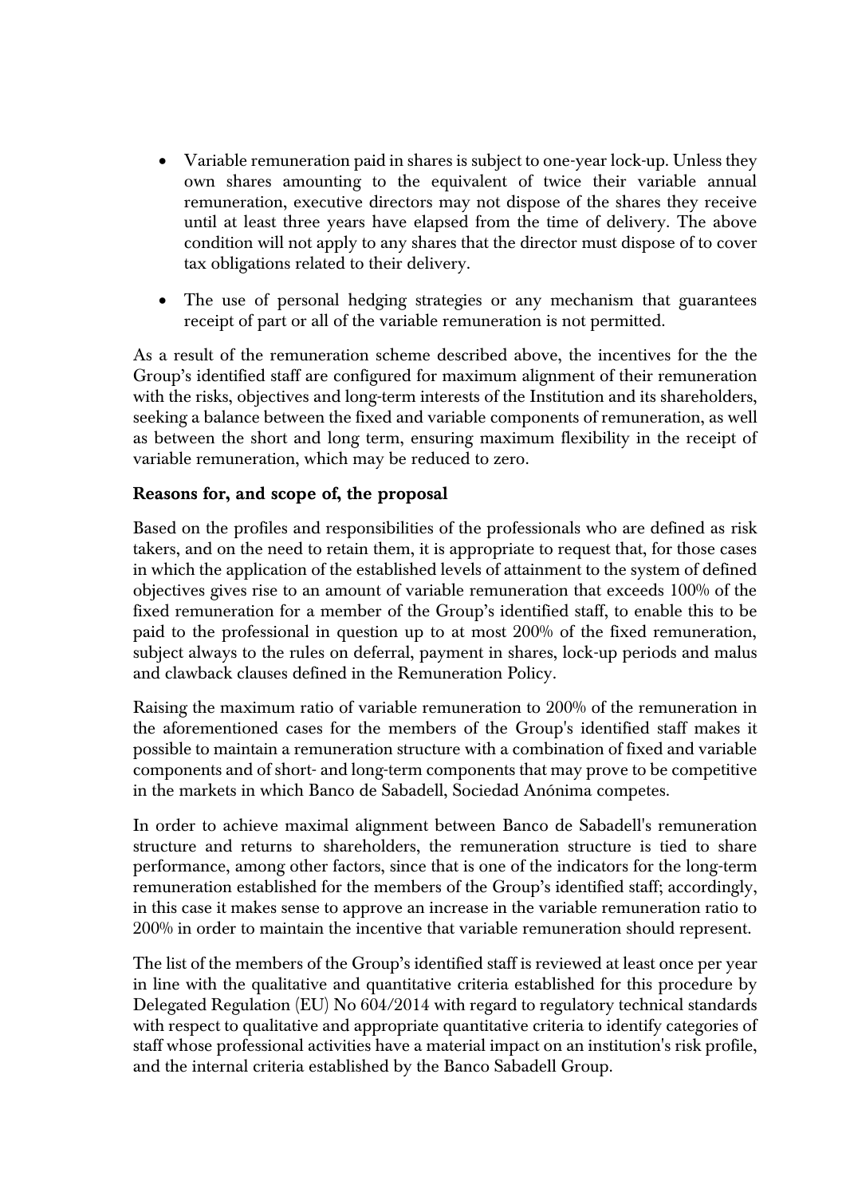- Variable remuneration paid in shares is subject to one-year lock-up. Unless they own shares amounting to the equivalent of twice their variable annual remuneration, executive directors may not dispose of the shares they receive until at least three years have elapsed from the time of delivery. The above condition will not apply to any shares that the director must dispose of to cover tax obligations related to their delivery.

- The use of personal hedging strategies or any mechanism that guarantees receipt of part or all of the variable remuneration is not permitted.

As a result of the remuneration scheme described above, the incentives for the the Group's identified staff are configured for maximum alignment of their remuneration with the risks, objectives and long-term interests of the Institution and its shareholders, seeking a balance between the fixed and variable components of remuneration, as well as between the short and long term, ensuring maximum flexibility in the receipt of variable remuneration, which may be reduced to zero.

**Reasons for, and scope of, the proposal**

Based on the profiles and responsibilities of the professionals who are defined as risk takers, and on the need to retain them, it is appropriate to request that, for those cases in which the application of the established levels of attainment to the system of defined objectives gives rise to an amount of variable remuneration that exceeds 100% of the fixed remuneration for a member of the Group's identified staff, to enable this to be paid to the professional in question up to at most 200% of the fixed remuneration, subject always to the rules on deferral, payment in shares, lock-up periods and malus and clawback clauses defined in the Remuneration Policy.

Raising the maximum ratio of variable remuneration to 200% of the remuneration in the aforementioned cases for the members of the Group's identified staff makes it possible to maintain a remuneration structure with a combination of fixed and variable components and of short- and long-term components that may prove to be competitive in the markets in which Banco de Sabadell, Sociedad Anónima competes.

In order to achieve maximal alignment between Banco de Sabadell's remuneration structure and returns to shareholders, the remuneration structure is tied to share performance, among other factors, since that is one of the indicators for the long-term remuneration established for the members of the Group's identified staff; accordingly, in this case it makes sense to approve an increase in the variable remuneration ratio to 200% in order to maintain the incentive that variable remuneration should represent.

The list of the members of the Group's identified staff is reviewed at least once per year in line with the qualitative and quantitative criteria established for this procedure by Delegated Regulation (EU) No 604/2014 with regard to regulatory technical standards with respect to qualitative and appropriate quantitative criteria to identify categories of staff whose professional activities have a material impact on an institution's risk profile, and the internal criteria established by the Banco Sabadell Group.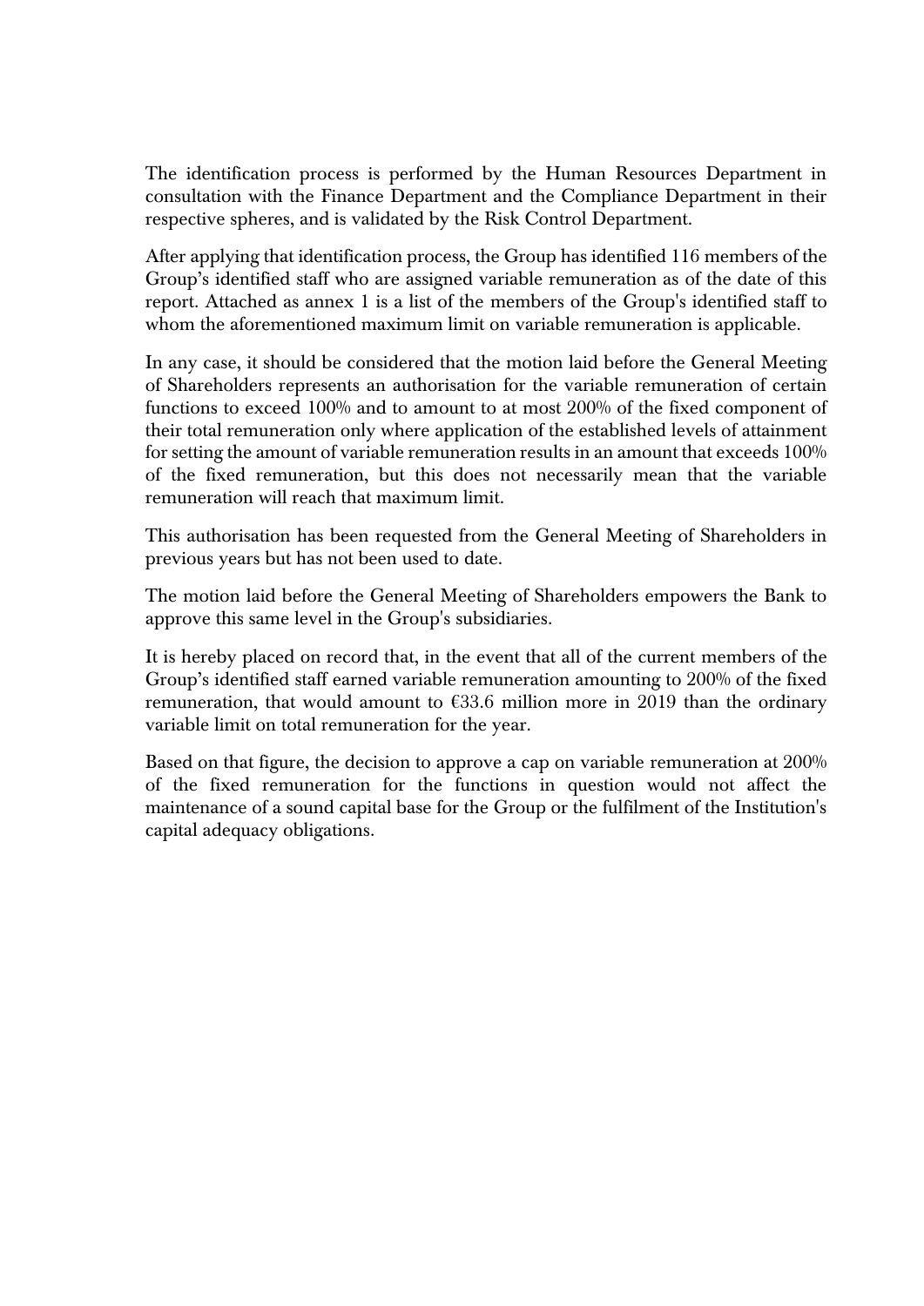The identification process is performed by the Human Resources Department in consultation with the Finance Department and the Compliance Department in their respective spheres, and is validated by the Risk Control Department.

After applying that identification process, the Group has identified 116 members of the Group's identified staff who are assigned variable remuneration as of the date of this report. Attached as annex 1 is a list of the members of the Group's identified staff to whom the aforementioned maximum limit on variable remuneration is applicable.

In any case, it should be considered that the motion laid before the General Meeting of Shareholders represents an authorisation for the variable remuneration of certain functions to exceed 100% and to amount to at most 200% of the fixed component of their total remuneration only where application of the established levels of attainment for setting the amount of variable remuneration results in an amount that exceeds 100% of the fixed remuneration, but this does not necessarily mean that the variable remuneration will reach that maximum limit.

This authorisation has been requested from the General Meeting of Shareholders in previous years but has not been used to date.

The motion laid before the General Meeting of Shareholders empowers the Bank to approve this same level in the Group's subsidiaries.

It is hereby placed on record that, in the event that all of the current members of the Group's identified staff earned variable remuneration amounting to 200% of the fixed remuneration, that would amount to €33.6 million more in 2019 than the ordinary variable limit on total remuneration for the year.

Based on that figure, the decision to approve a cap on variable remuneration at 200% of the fixed remuneration for the functions in question would not affect the maintenance of a sound capital base for the Group or the fulfilment of the Institution's capital adequacy obligations.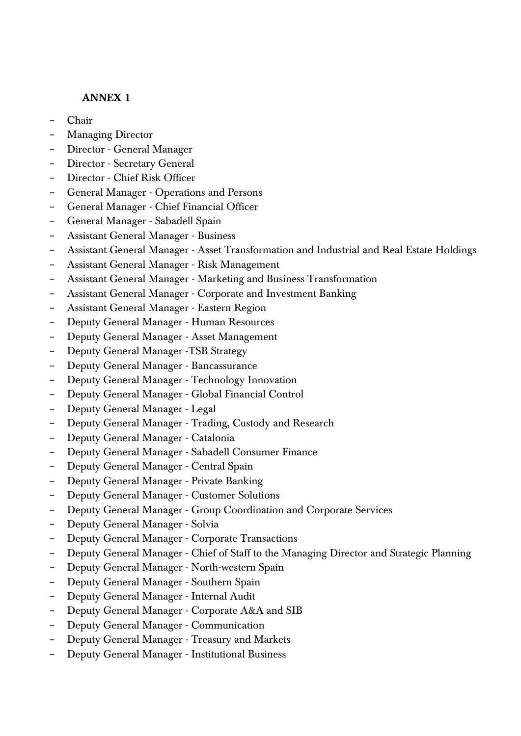**ANNEX 1**

- Chair
- Managing Director
- Director - General Manager
- Director - Secretary General
- Director - Chief Risk Officer
- General Manager - Operations and Persons
- General Manager - Chief Financial Officer
- General Manager - Sabadell Spain
- Assistant General Manager - Business
- Assistant General Manager - Asset Transformation and Industrial and Real Estate Holdings
- Assistant General Manager - Risk Management
- Assistant General Manager - Marketing and Business Transformation
- Assistant General Manager - Corporate and Investment Banking
- Assistant General Manager - Eastern Region
- Deputy General Manager - Human Resources
- Deputy General Manager - Asset Management
- Deputy General Manager -TSB Strategy
- Deputy General Manager - Bancassurance
- Deputy General Manager - Technology Innovation
- Deputy General Manager - Global Financial Control
- Deputy General Manager - Legal
- Deputy General Manager - Trading, Custody and Research
- Deputy General Manager - Catalonia
- Deputy General Manager - Sabadell Consumer Finance
- Deputy General Manager - Central Spain
- Deputy General Manager - Private Banking
- Deputy General Manager - Customer Solutions
- Deputy General Manager - Group Coordination and Corporate Services
- Deputy General Manager - Solvia
- Deputy General Manager - Corporate Transactions
- Deputy General Manager - Chief of Staff to the Managing Director and Strategic Planning
- Deputy General Manager - North-western Spain
- Deputy General Manager - Southern Spain
- Deputy General Manager - Internal Audit
- Deputy General Manager - Corporate A&A and SIB
- Deputy General Manager - Communication
- Deputy General Manager - Treasury and Markets
- Deputy General Manager - Institutional Business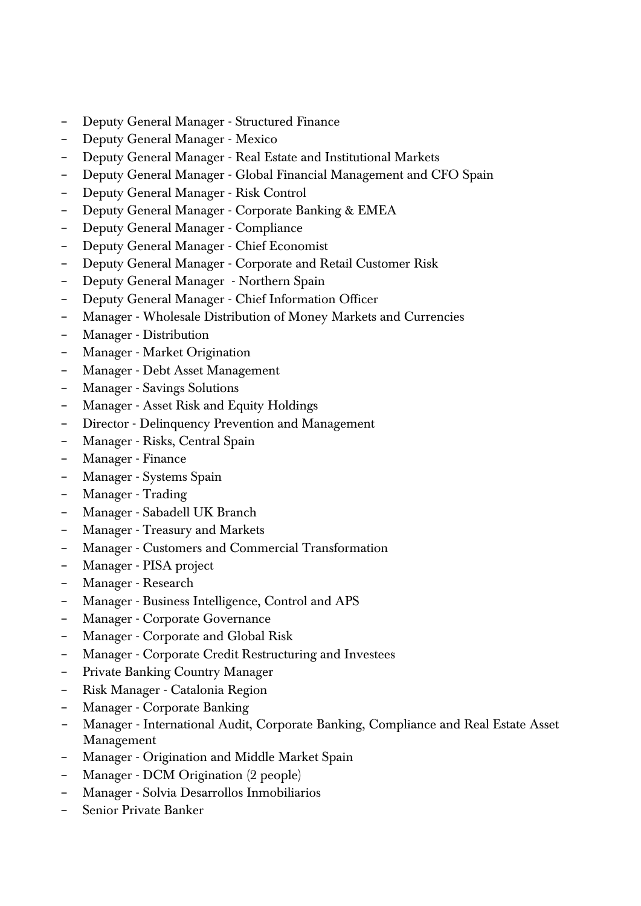- Deputy General Manager - Structured Finance
- Deputy General Manager - Mexico
- Deputy General Manager - Real Estate and Institutional Markets
- Deputy General Manager - Global Financial Management and CFO Spain
- Deputy General Manager - Risk Control
- Deputy General Manager - Corporate Banking & EMEA
- Deputy General Manager - Compliance
- Deputy General Manager - Chief Economist
- Deputy General Manager - Corporate and Retail Customer Risk
- Deputy General Manager  - Northern Spain
- Deputy General Manager - Chief Information Officer
- Manager - Wholesale Distribution of Money Markets and Currencies
- Manager - Distribution
- Manager - Market Origination
- Manager - Debt Asset Management
- Manager - Savings Solutions
- Manager - Asset Risk and Equity Holdings
- Director - Delinquency Prevention and Management
- Manager - Risks, Central Spain
- Manager - Finance
- Manager - Systems Spain
- Manager - Trading
- Manager - Sabadell UK Branch
- Manager - Treasury and Markets
- Manager - Customers and Commercial Transformation
- Manager - PISA project
- Manager - Research
- Manager - Business Intelligence, Control and APS
- Manager - Corporate Governance
- Manager - Corporate and Global Risk
- Manager - Corporate Credit Restructuring and Investees
- Private Banking Country Manager
- Risk Manager - Catalonia Region
- Manager - Corporate Banking
- Manager - International Audit, Corporate Banking, Compliance and Real Estate Asset Management
- Manager - Origination and Middle Market Spain
- Manager - DCM Origination (2 people)
- Manager - Solvia Desarrollos Inmobiliarios
- Senior Private Banker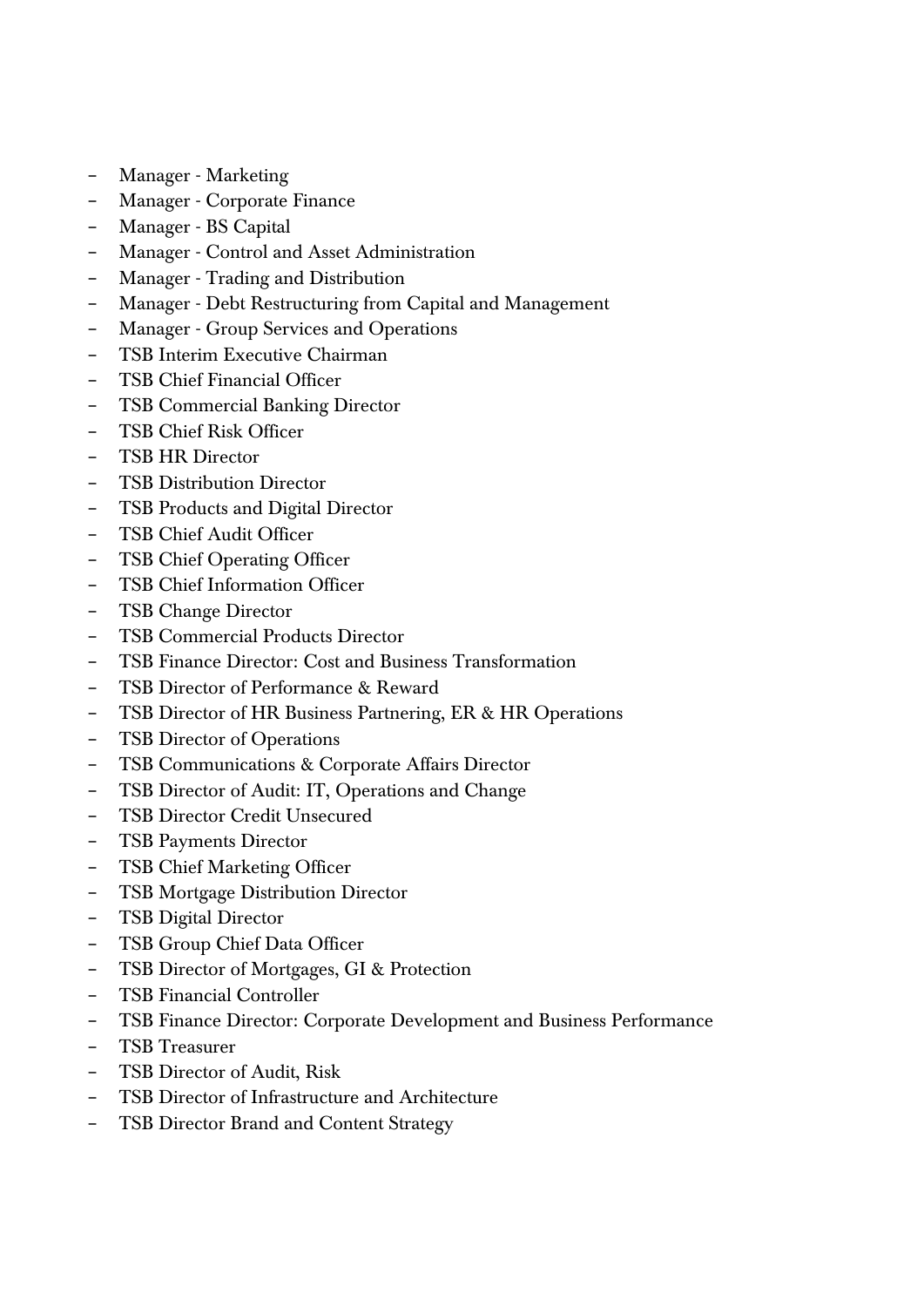- Manager - Marketing
- Manager - Corporate Finance
- Manager - BS Capital
- Manager - Control and Asset Administration
- Manager - Trading and Distribution
- Manager - Debt Restructuring from Capital and Management
- Manager - Group Services and Operations
- TSB Interim Executive Chairman
- TSB Chief Financial Officer
- TSB Commercial Banking Director
- TSB Chief Risk Officer
- TSB HR Director
- TSB Distribution Director
- TSB Products and Digital Director
- TSB Chief Audit Officer
- TSB Chief Operating Officer
- TSB Chief Information Officer
- TSB Change Director
- TSB Commercial Products Director
- TSB Finance Director: Cost and Business Transformation
- TSB Director of Performance & Reward
- TSB Director of HR Business Partnering, ER & HR Operations
- TSB Director of Operations
- TSB Communications & Corporate Affairs Director
- TSB Director of Audit: IT, Operations and Change
- TSB Director Credit Unsecured
- TSB Payments Director
- TSB Chief Marketing Officer
- TSB Mortgage Distribution Director
- TSB Digital Director
- TSB Group Chief Data Officer
- TSB Director of Mortgages, GI & Protection
- TSB Financial Controller
- TSB Finance Director: Corporate Development and Business Performance
- TSB Treasurer
- TSB Director of Audit, Risk
- TSB Director of Infrastructure and Architecture
- TSB Director Brand and Content Strategy